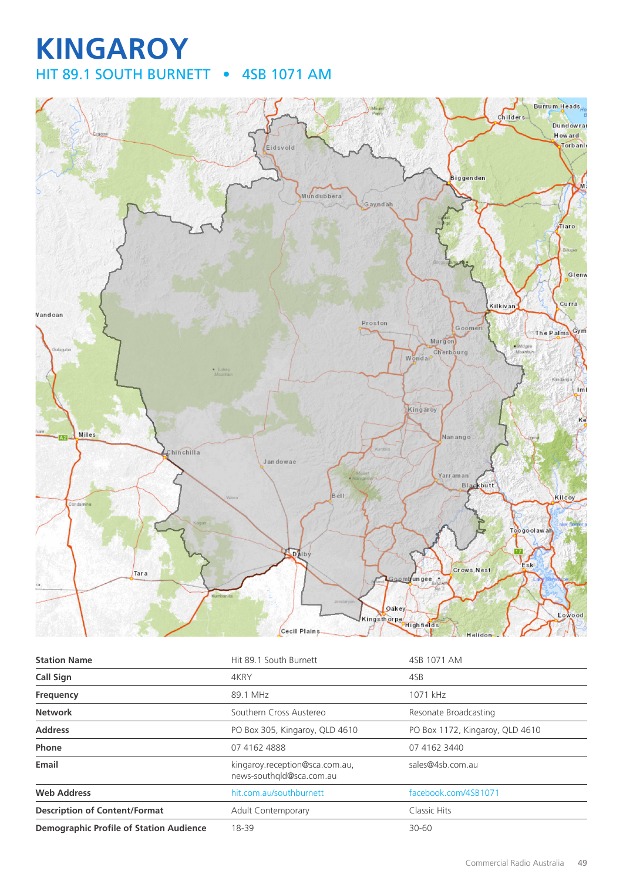# KINGAROY

## HIT 89.1 SOUTH BURNETT • 4SB 1071 AM

| Station Name | Hit 89.1 South Burnett | 4SB 1071 AM |
|---|---|---|
| Call Sign | 4KRY | 4SB |
| Frequency | 89.1 MHz | 1071 kHz |
| Network | Southern Cross Austereo | Resonate Broadcasting |
| Address | PO Box 305, Kingaroy, QLD 4610 | PO Box 1172, Kingaroy, QLD 4610 |
| Phone | 07 4162 4888 | 07 4162 3440 |
| Email | kingaroy.reception@sca.com.au, news-southqld@sca.com.au | sales@4sb.com.au |
| Web Address | hit.com.au/southburnett | facebook.com/4SB1071 |
| Description of Content/Format | Adult Contemporary | Classic Hits |
| Demographic Profile of Station Audience | 18-39 | 30-60 |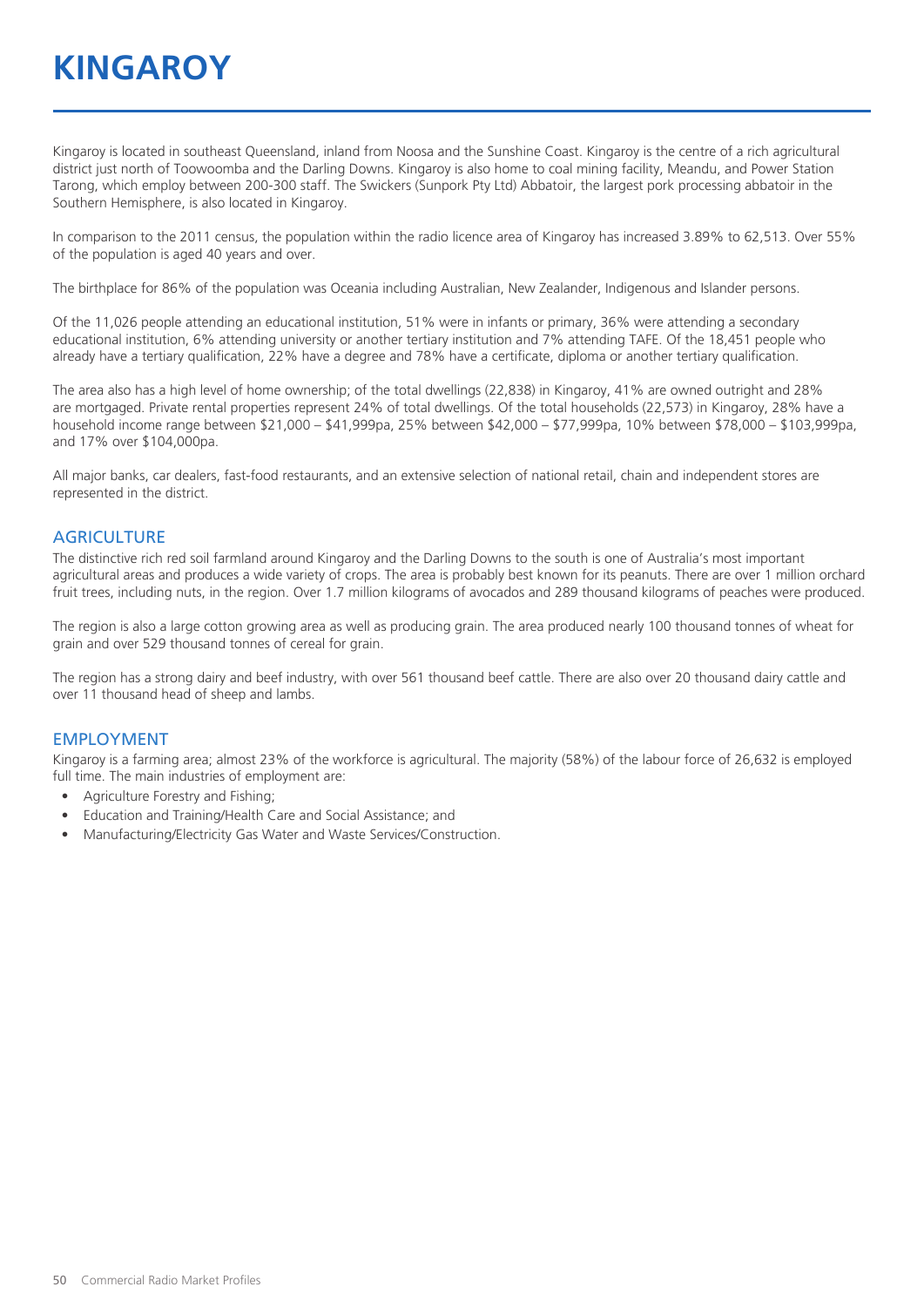# KINGAROY

Kingaroy is located in southeast Queensland, inland from Noosa and the Sunshine Coast. Kingaroy is the centre of a rich agricultural district just north of Toowoomba and the Darling Downs. Kingaroy is also home to coal mining facility, Meandu, and Power Station Tarong, which employ between 200-300 staff. The Swickers (Sunpork Pty Ltd) Abbatoir, the largest pork processing abbatoir in the Southern Hemisphere, is also located in Kingaroy.

In comparison to the 2011 census, the population within the radio licence area of Kingaroy has increased 3.89% to 62,513. Over 55% of the population is aged 40 years and over.

The birthplace for 86% of the population was Oceania including Australian, New Zealander, Indigenous and Islander persons.

Of the 11,026 people attending an educational institution, 51% were in infants or primary, 36% were attending a secondary educational institution, 6% attending university or another tertiary institution and 7% attending TAFE. Of the 18,451 people who already have a tertiary qualification, 22% have a degree and 78% have a certificate, diploma or another tertiary qualification.

The area also has a high level of home ownership; of the total dwellings (22,838) in Kingaroy, 41% are owned outright and 28% are mortgaged. Private rental properties represent 24% of total dwellings. Of the total households (22,573) in Kingaroy, 28% have a household income range between $21,000 – $41,999pa, 25% between $42,000 – $77,999pa, 10% between $78,000 – $103,999pa, and 17% over $104,000pa.

All major banks, car dealers, fast-food restaurants, and an extensive selection of national retail, chain and independent stores are represented in the district.

## AGRICULTURE

The distinctive rich red soil farmland around Kingaroy and the Darling Downs to the south is one of Australia's most important agricultural areas and produces a wide variety of crops. The area is probably best known for its peanuts. There are over 1 million orchard fruit trees, including nuts, in the region. Over 1.7 million kilograms of avocados and 289 thousand kilograms of peaches were produced.

The region is also a large cotton growing area as well as producing grain. The area produced nearly 100 thousand tonnes of wheat for grain and over 529 thousand tonnes of cereal for grain.

The region has a strong dairy and beef industry, with over 561 thousand beef cattle. There are also over 20 thousand dairy cattle and over 11 thousand head of sheep and lambs.

## EMPLOYMENT

Kingaroy is a farming area; almost 23% of the workforce is agricultural. The majority (58%) of the labour force of 26,632 is employed full time. The main industries of employment are:

- Agriculture Forestry and Fishing;
- Education and Training/Health Care and Social Assistance; and
- Manufacturing/Electricity Gas Water and Waste Services/Construction.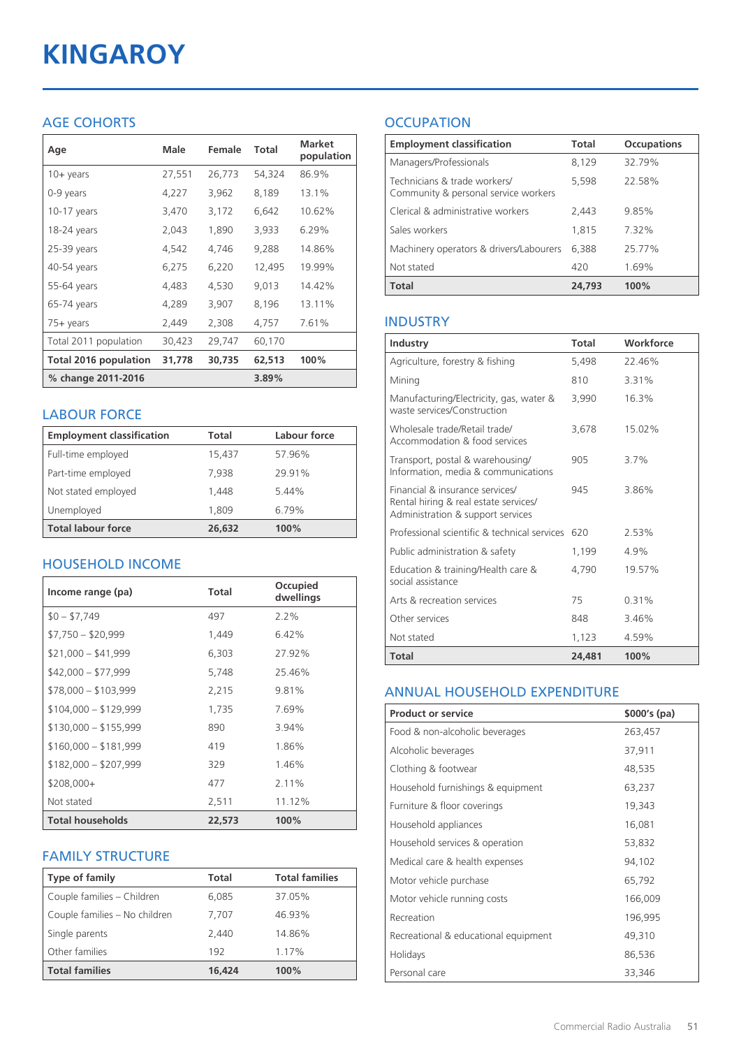# KINGAROY

## AGE COHORTS

| Age | Male | Female | Total | Market population |
|---|---|---|---|---|
| 10+ years | 27,551 | 26,773 | 54,324 | 86.9% |
| 0-9 years | 4,227 | 3,962 | 8,189 | 13.1% |
| 10-17 years | 3,470 | 3,172 | 6,642 | 10.62% |
| 18-24 years | 2,043 | 1,890 | 3,933 | 6.29% |
| 25-39 years | 4,542 | 4,746 | 9,288 | 14.86% |
| 40-54 years | 6,275 | 6,220 | 12,495 | 19.99% |
| 55-64 years | 4,483 | 4,530 | 9,013 | 14.42% |
| 65-74 years | 4,289 | 3,907 | 8,196 | 13.11% |
| 75+ years | 2,449 | 2,308 | 4,757 | 7.61% |
| Total 2011 population | 30,423 | 29,747 | 60,170 | |
| **Total 2016 population** | **31,778** | **30,735** | **62,513** | **100%** |
| **% change 2011-2016** | | | **3.89%** | |

## LABOUR FORCE

| Employment classification | Total | Labour force |
|---|---|---|
| Full-time employed | 15,437 | 57.96% |
| Part-time employed | 7,938 | 29.91% |
| Not stated employed | 1,448 | 5.44% |
| Unemployed | 1,809 | 6.79% |
| **Total labour force** | **26,632** | **100%** |

## HOUSEHOLD INCOME

| Income range (pa) | Total | Occupied dwellings |
|---|---|---|
| $0 – $7,749 | 497 | 2.2% |
| $7,750 – $20,999 | 1,449 | 6.42% |
| $21,000 – $41,999 | 6,303 | 27.92% |
| $42,000 – $77,999 | 5,748 | 25.46% |
| $78,000 – $103,999 | 2,215 | 9.81% |
| $104,000 – $129,999 | 1,735 | 7.69% |
| $130,000 – $155,999 | 890 | 3.94% |
| $160,000 – $181,999 | 419 | 1.86% |
| $182,000 – $207,999 | 329 | 1.46% |
| $208,000+ | 477 | 2.11% |
| Not stated | 2,511 | 11.12% |
| **Total households** | **22,573** | **100%** |

## FAMILY STRUCTURE

| Type of family | Total | Total families |
|---|---|---|
| Couple families – Children | 6,085 | 37.05% |
| Couple families – No children | 7,707 | 46.93% |
| Single parents | 2,440 | 14.86% |
| Other families | 192 | 1.17% |
| **Total families** | **16,424** | **100%** |

## OCCUPATION

| Employment classification | Total | Occupations |
|---|---|---|
| Managers/Professionals | 8,129 | 32.79% |
| Technicians & trade workers/ Community & personal service workers | 5,598 | 22.58% |
| Clerical & administrative workers | 2,443 | 9.85% |
| Sales workers | 1,815 | 7.32% |
| Machinery operators & drivers/Labourers | 6,388 | 25.77% |
| Not stated | 420 | 1.69% |
| **Total** | **24,793** | **100%** |

## INDUSTRY

| Industry | Total | Workforce |
|---|---|---|
| Agriculture, forestry & fishing | 5,498 | 22.46% |
| Mining | 810 | 3.31% |
| Manufacturing/Electricity, gas, water & waste services/Construction | 3,990 | 16.3% |
| Wholesale trade/Retail trade/ Accommodation & food services | 3,678 | 15.02% |
| Transport, postal & warehousing/ Information, media & communications | 905 | 3.7% |
| Financial & insurance services/ Rental hiring & real estate services/ Administration & support services | 945 | 3.86% |
| Professional scientific & technical services | 620 | 2.53% |
| Public administration & safety | 1,199 | 4.9% |
| Education & training/Health care & social assistance | 4,790 | 19.57% |
| Arts & recreation services | 75 | 0.31% |
| Other services | 848 | 3.46% |
| Not stated | 1,123 | 4.59% |
| **Total** | **24,481** | **100%** |

## ANNUAL HOUSEHOLD EXPENDITURE

| Product or service | $000's (pa) |
|---|---|
| Food & non-alcoholic beverages | 263,457 |
| Alcoholic beverages | 37,911 |
| Clothing & footwear | 48,535 |
| Household furnishings & equipment | 63,237 |
| Furniture & floor coverings | 19,343 |
| Household appliances | 16,081 |
| Household services & operation | 53,832 |
| Medical care & health expenses | 94,102 |
| Motor vehicle purchase | 65,792 |
| Motor vehicle running costs | 166,009 |
| Recreation | 196,995 |
| Recreational & educational equipment | 49,310 |
| Holidays | 86,536 |
| Personal care | 33,346 |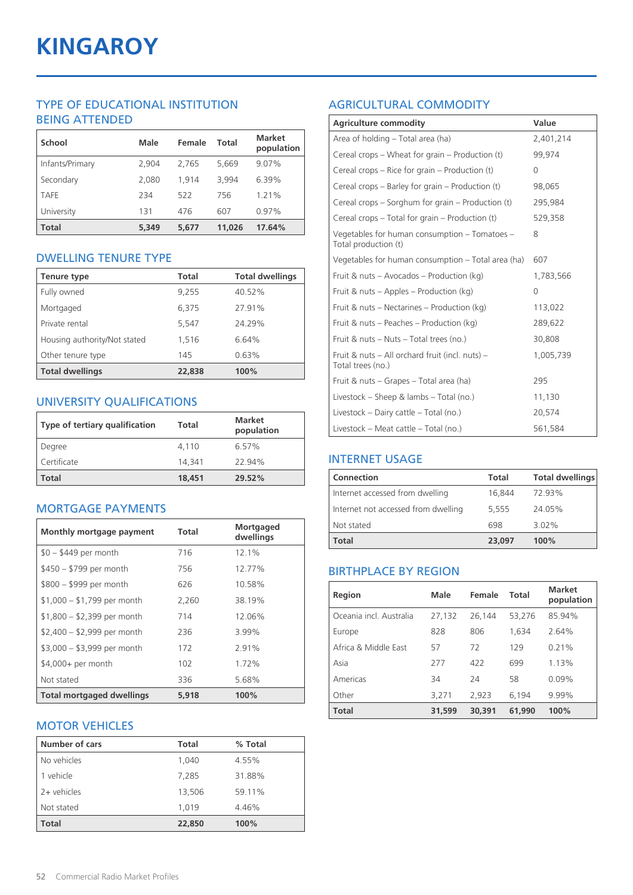# KINGAROY

## TYPE OF EDUCATIONAL INSTITUTION BEING ATTENDED

| School | Male | Female | Total | Market population |
|---|---|---|---|---|
| Infants/Primary | 2,904 | 2,765 | 5,669 | 9.07% |
| Secondary | 2,080 | 1,914 | 3,994 | 6.39% |
| TAFE | 234 | 522 | 756 | 1.21% |
| University | 131 | 476 | 607 | 0.97% |
| **Total** | **5,349** | **5,677** | **11,026** | **17.64%** |

## DWELLING TENURE TYPE

| Tenure type | Total | Total dwellings |
|---|---|---|
| Fully owned | 9,255 | 40.52% |
| Mortgaged | 6,375 | 27.91% |
| Private rental | 5,547 | 24.29% |
| Housing authority/Not stated | 1,516 | 6.64% |
| Other tenure type | 145 | 0.63% |
| **Total dwellings** | **22,838** | **100%** |

## UNIVERSITY QUALIFICATIONS

| Type of tertiary qualification | Total | Market population |
|---|---|---|
| Degree | 4,110 | 6.57% |
| Certificate | 14,341 | 22.94% |
| **Total** | **18,451** | **29.52%** |

## MORTGAGE PAYMENTS

| Monthly mortgage payment | Total | Mortgaged dwellings |
|---|---|---|
| $0 – $449 per month | 716 | 12.1% |
| $450 – $799 per month | 756 | 12.77% |
| $800 – $999 per month | 626 | 10.58% |
| $1,000 – $1,799 per month | 2,260 | 38.19% |
| $1,800 – $2,399 per month | 714 | 12.06% |
| $2,400 – $2,999 per month | 236 | 3.99% |
| $3,000 – $3,999 per month | 172 | 2.91% |
| $4,000+ per month | 102 | 1.72% |
| Not stated | 336 | 5.68% |
| **Total mortgaged dwellings** | **5,918** | **100%** |

## MOTOR VEHICLES

| Number of cars | Total | % Total |
|---|---|---|
| No vehicles | 1,040 | 4.55% |
| 1 vehicle | 7,285 | 31.88% |
| 2+ vehicles | 13,506 | 59.11% |
| Not stated | 1,019 | 4.46% |
| **Total** | **22,850** | **100%** |

## AGRICULTURAL COMMODITY

| Agriculture commodity | Value |
|---|---|
| Area of holding – Total area (ha) | 2,401,214 |
| Cereal crops – Wheat for grain – Production (t) | 99,974 |
| Cereal crops – Rice for grain – Production (t) | 0 |
| Cereal crops – Barley for grain – Production (t) | 98,065 |
| Cereal crops – Sorghum for grain – Production (t) | 295,984 |
| Cereal crops – Total for grain – Production (t) | 529,358 |
| Vegetables for human consumption – Tomatoes – Total production (t) | 8 |
| Vegetables for human consumption – Total area (ha) | 607 |
| Fruit & nuts – Avocados – Production (kg) | 1,783,566 |
| Fruit & nuts – Apples – Production (kg) | 0 |
| Fruit & nuts – Nectarines – Production (kg) | 113,022 |
| Fruit & nuts – Peaches – Production (kg) | 289,622 |
| Fruit & nuts – Nuts – Total trees (no.) | 30,808 |
| Fruit & nuts – All orchard fruit (incl. nuts) – Total trees (no.) | 1,005,739 |
| Fruit & nuts – Grapes – Total area (ha) | 295 |
| Livestock – Sheep & lambs – Total (no.) | 11,130 |
| Livestock – Dairy cattle – Total (no.) | 20,574 |
| Livestock – Meat cattle – Total (no.) | 561,584 |

## INTERNET USAGE

| Connection | Total | Total dwellings |
|---|---|---|
| Internet accessed from dwelling | 16,844 | 72.93% |
| Internet not accessed from dwelling | 5,555 | 24.05% |
| Not stated | 698 | 3.02% |
| **Total** | **23,097** | **100%** |

## BIRTHPLACE BY REGION

| Region | Male | Female | Total | Market population |
|---|---|---|---|---|
| Oceania incl. Australia | 27,132 | 26,144 | 53,276 | 85.94% |
| Europe | 828 | 806 | 1,634 | 2.64% |
| Africa & Middle East | 57 | 72 | 129 | 0.21% |
| Asia | 277 | 422 | 699 | 1.13% |
| Americas | 34 | 24 | 58 | 0.09% |
| Other | 3,271 | 2,923 | 6,194 | 9.99% |
| **Total** | **31,599** | **30,391** | **61,990** | **100%** |